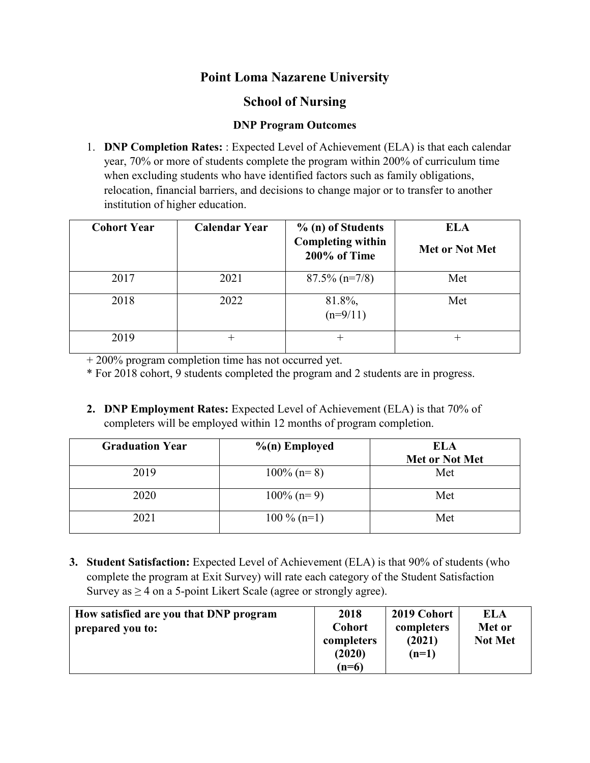# Point Loma Nazarene University

## School of Nursing

### DNP Program Outcomes

1. **DNP Completion Rates:** : Expected Level of Achievement (ELA) is that each calendar year, 70% or more of students complete the program within 200% of curriculum time when excluding students who have identified factors such as family obligations, relocation, financial barriers, and decisions to change major or to transfer to another institution of higher education.

| Cohort Year | Calendar Year | % (n) of Students Completing within 200% of Time | ELA Met or Not Met |
|---|---|---|---|
| 2017 | 2021 | 87.5% (n=7/8) | Met |
| 2018 | 2022 | 81.8%, (n=9/11) | Met |
| 2019 | + | + | + |

+ 200% program completion time has not occurred yet.

* For 2018 cohort, 9 students completed the program and 2 students are in progress.

2. **DNP Employment Rates:** Expected Level of Achievement (ELA) is that 70% of completers will be employed within 12 months of program completion.

| Graduation Year | %(n) Employed | ELA Met or Not Met |
|---|---|---|
| 2019 | 100% (n= 8) | Met |
| 2020 | 100% (n= 9) | Met |
| 2021 | 100 % (n=1) | Met |

3. **Student Satisfaction:** Expected Level of Achievement (ELA) is that 90% of students (who complete the program at Exit Survey) will rate each category of the Student Satisfaction Survey as ≥ 4 on a 5-point Likert Scale (agree or strongly agree).

| How satisfied are you that DNP program prepared you to: | 2018 Cohort completers (2020) (n=6) | 2019 Cohort completers (2021) (n=1) | ELA Met or Not Met |
|---|---|---|---|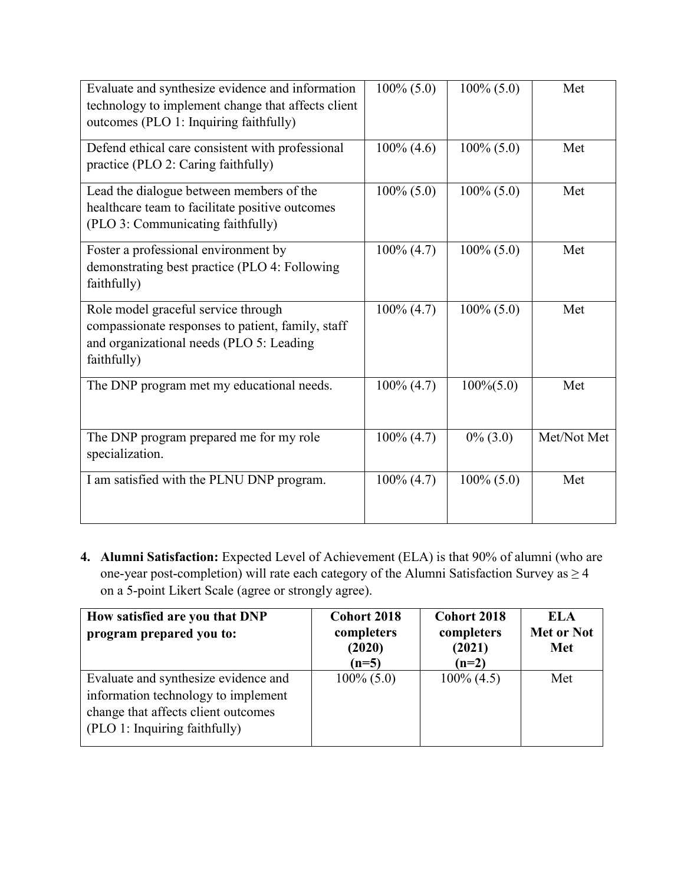| | | | |
|---|---|---|---|
| Evaluate and synthesize evidence and information technology to implement change that affects client outcomes (PLO 1: Inquiring faithfully) | 100% (5.0) | 100% (5.0) | Met |
| Defend ethical care consistent with professional practice (PLO 2: Caring faithfully) | 100% (4.6) | 100% (5.0) | Met |
| Lead the dialogue between members of the healthcare team to facilitate positive outcomes (PLO 3: Communicating faithfully) | 100% (5.0) | 100% (5.0) | Met |
| Foster a professional environment by demonstrating best practice (PLO 4: Following faithfully) | 100% (4.7) | 100% (5.0) | Met |
| Role model graceful service through compassionate responses to patient, family, staff and organizational needs (PLO 5: Leading faithfully) | 100% (4.7) | 100% (5.0) | Met |
| The DNP program met my educational needs. | 100% (4.7) | 100%(5.0) | Met |
| The DNP program prepared me for my role specialization. | 100% (4.7) | 0% (3.0) | Met/Not Met |
| I am satisfied with the PLNU DNP program. | 100% (4.7) | 100% (5.0) | Met |

4. **Alumni Satisfaction:** Expected Level of Achievement (ELA) is that 90% of alumni (who are one-year post-completion) will rate each category of the Alumni Satisfaction Survey as ≥ 4 on a 5-point Likert Scale (agree or strongly agree).

| How satisfied are you that DNP program prepared you to: | Cohort 2018 completers (2020) (n=5) | Cohort 2018 completers (2021) (n=2) | ELA Met or Not Met |
|---|---|---|---|
| Evaluate and synthesize evidence and information technology to implement change that affects client outcomes (PLO 1: Inquiring faithfully) | 100% (5.0) | 100% (4.5) | Met |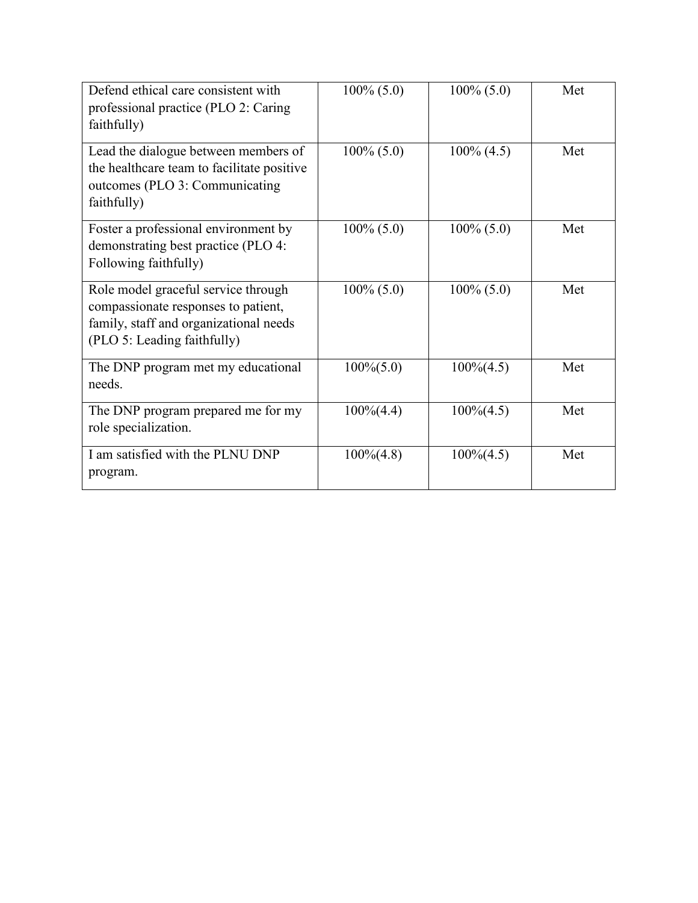| | | | |
|---|---|---|---|
| Defend ethical care consistent with professional practice (PLO 2: Caring faithfully) | 100% (5.0) | 100% (5.0) | Met |
| Lead the dialogue between members of the healthcare team to facilitate positive outcomes (PLO 3: Communicating faithfully) | 100% (5.0) | 100% (4.5) | Met |
| Foster a professional environment by demonstrating best practice (PLO 4: Following faithfully) | 100% (5.0) | 100% (5.0) | Met |
| Role model graceful service through compassionate responses to patient, family, staff and organizational needs (PLO 5: Leading faithfully) | 100% (5.0) | 100% (5.0) | Met |
| The DNP program met my educational needs. | 100%(5.0) | 100%(4.5) | Met |
| The DNP program prepared me for my role specialization. | 100%(4.4) | 100%(4.5) | Met |
| I am satisfied with the PLNU DNP program. | 100%(4.8) | 100%(4.5) | Met |